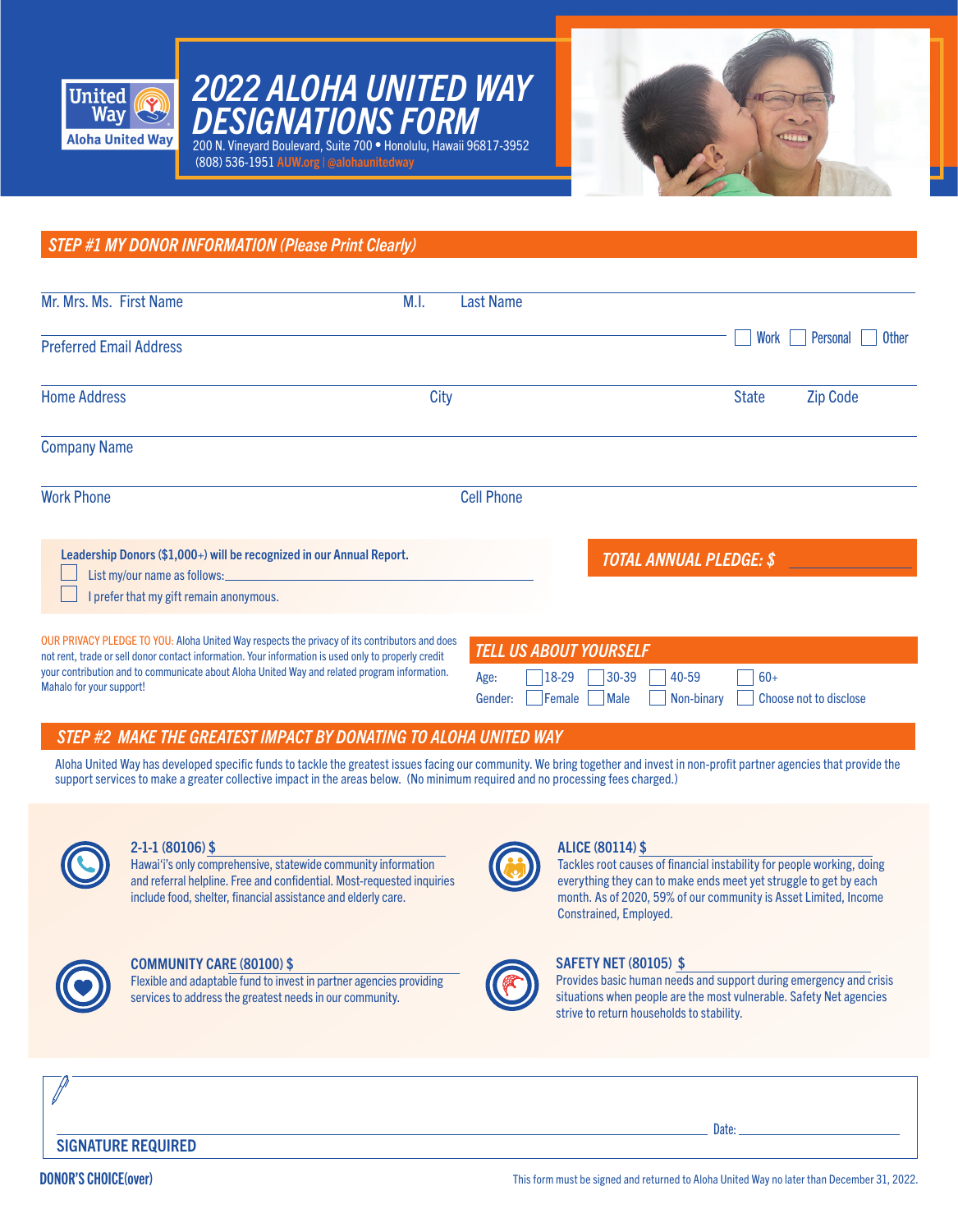United Way
Aloha United Way

# 2022 ALOHA UNITED WAY DESIGNATIONS FORM

200 N. Vineyard Boulevard, Suite 700 • Honolulu, Hawaii 96817-3952
(808) 536-1951 AUW.org | @alohaunitedway

## STEP #1 MY DONOR INFORMATION (Please Print Clearly)

Mr. Mrs. Ms. First Name M.I. Last Name

Preferred Email Address ☐ Work ☐ Personal ☐ Other

Home Address City State Zip Code

Company Name

Work Phone Cell Phone

**Leadership Donors ($1,000+) will be recognized in our Annual Report.**

☐ List my/our name as follows:\_\_\_\_\_\_\_\_\_\_\_\_\_\_\_\_\_\_\_\_

☐ I prefer that my gift remain anonymous.

***TOTAL ANNUAL PLEDGE: $*** \_\_\_\_\_\_\_\_\_\_

OUR PRIVACY PLEDGE TO YOU: Aloha United Way respects the privacy of its contributors and does not rent, trade or sell donor contact information. Your information is used only to properly credit your contribution and to communicate about Aloha United Way and related program information. Mahalo for your support!

### TELL US ABOUT YOURSELF

Age: ☐ 18-29 ☐ 30-39 ☐ 40-59 ☐ 60+

Gender: ☐ Female ☐ Male ☐ Non-binary ☐ Choose not to disclose

## STEP #2 MAKE THE GREATEST IMPACT BY DONATING TO ALOHA UNITED WAY

Aloha United Way has developed specific funds to tackle the greatest issues facing our community. We bring together and invest in non-profit partner agencies that provide the support services to make a greater collective impact in the areas below. (No minimum required and no processing fees charged.)

**2-1-1 (80106) $** \_\_\_\_\_\_\_\_\_\_
Hawai'i's only comprehensive, statewide community information and referral helpline. Free and confidential. Most-requested inquiries include food, shelter, financial assistance and elderly care.

**ALICE (80114) $** \_\_\_\_\_\_\_\_\_\_
Tackles root causes of financial instability for people working, doing everything they can to make ends meet yet struggle to get by each month. As of 2020, 59% of our community is Asset Limited, Income Constrained, Employed.

**COMMUNITY CARE (80100) $** \_\_\_\_\_\_\_\_\_\_
Flexible and adaptable fund to invest in partner agencies providing services to address the greatest needs in our community.

**SAFETY NET (80105) $** \_\_\_\_\_\_\_\_\_\_
Provides basic human needs and support during emergency and crisis situations when people are the most vulnerable. Safety Net agencies strive to return households to stability.

SIGNATURE REQUIRED Date: \_\_\_\_\_\_\_\_\_\_

**DONOR'S CHOICE(over)**

This form must be signed and returned to Aloha United Way no later than December 31, 2022.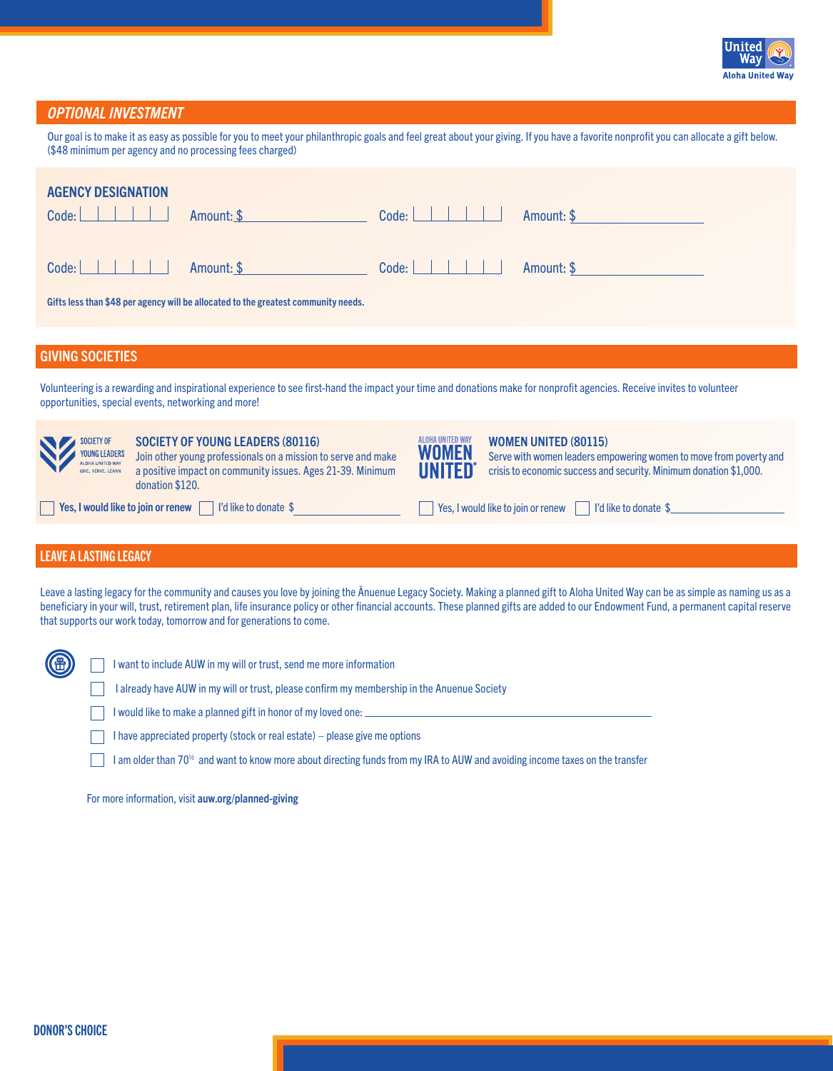## *OPTIONAL INVESTMENT*

Our goal is to make it as easy as possible for you to meet your philanthropic goals and feel great about your giving. If you have a favorite nonprofit you can allocate a gift below. ($48 minimum per agency and no processing fees charged)

### AGENCY DESIGNATION

Code: ☐☐☐☐☐ Amount: $____________ Code: ☐☐☐☐☐ Amount: $____________

Code: ☐☐☐☐☐ Amount: $____________ Code: ☐☐☐☐☐ Amount: $____________

**Gifts less than $48 per agency will be allocated to the greatest community needs.**

## GIVING SOCIETIES

Volunteering is a rewarding and inspirational experience to see first-hand the impact your time and donations make for nonprofit agencies. Receive invites to volunteer opportunities, special events, networking and more!

SOCIETY OF YOUNG LEADERS
ALOHA UNITED WAY
GIVE. SERVE. LEARN

### SOCIETY OF YOUNG LEADERS (80116)

Join other young professionals on a mission to serve and make a positive impact on community issues. Ages 21-39. Minimum donation $120.

☐ **Yes, I would like to join or renew** ☐ I'd like to donate $____________

ALOHA UNITED WAY
WOMEN UNITED

### WOMEN UNITED (80115)

Serve with women leaders empowering women to move from poverty and crisis to economic success and security. Minimum donation $1,000.

☐ Yes, I would like to join or renew ☐ I'd like to donate $____________

## LEAVE A LASTING LEGACY

Leave a lasting legacy for the community and causes you love by joining the Ānuenue Legacy Society. Making a planned gift to Aloha United Way can be as simple as naming us as a beneficiary in your will, trust, retirement plan, life insurance policy or other financial accounts. These planned gifts are added to our Endowment Fund, a permanent capital reserve that supports our work today, tomorrow and for generations to come.

- ☐ I want to include AUW in my will or trust, send me more information
- ☐ I already have AUW in my will or trust, please confirm my membership in the Anuenue Society
- ☐ I would like to make a planned gift in honor of my loved one: ____________________________
- ☐ I have appreciated property (stock or real estate) – please give me options
- ☐ I am older than 70½ and want to know more about directing funds from my IRA to AUW and avoiding income taxes on the transfer

For more information, visit **auw.org/planned-giving**

**DONOR'S CHOICE**